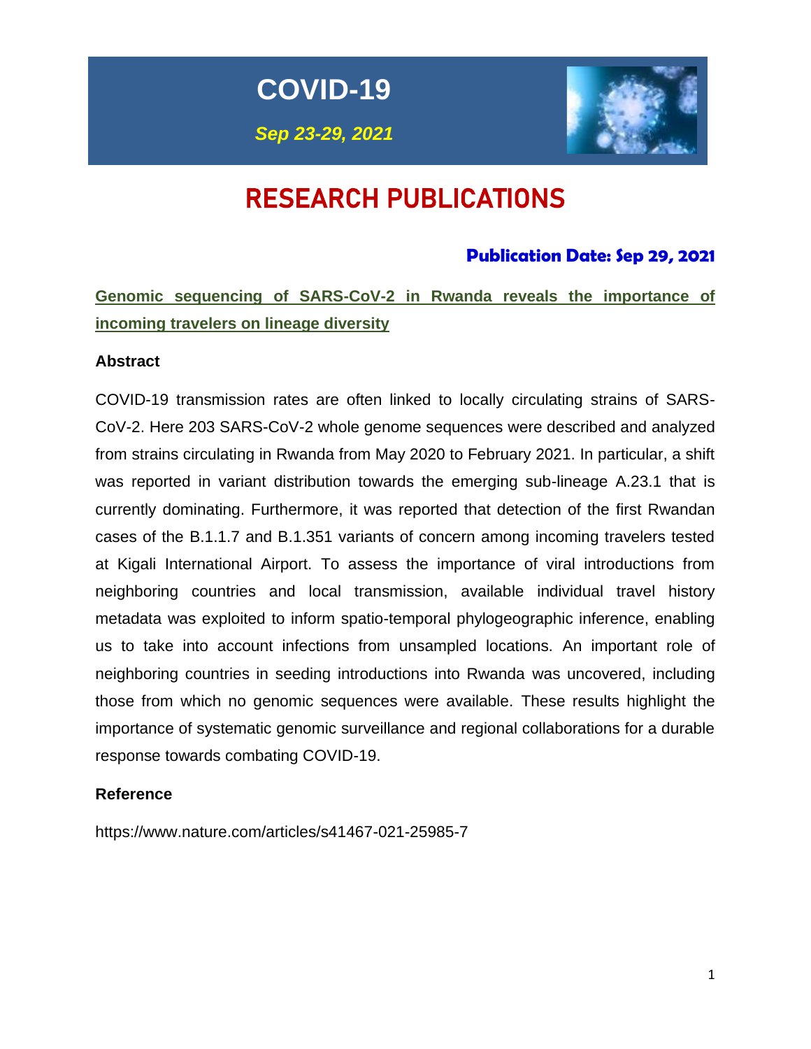# COVID-19

*Sep 23-29, 2021*

# RESEARCH PUBLICATIONS

**Publication Date: Sep 29, 2021**

## Genomic sequencing of SARS-CoV-2 in Rwanda reveals the importance of incoming travelers on lineage diversity

### Abstract

COVID-19 transmission rates are often linked to locally circulating strains of SARS-CoV-2. Here 203 SARS-CoV-2 whole genome sequences were described and analyzed from strains circulating in Rwanda from May 2020 to February 2021. In particular, a shift was reported in variant distribution towards the emerging sub-lineage A.23.1 that is currently dominating. Furthermore, it was reported that detection of the first Rwandan cases of the B.1.1.7 and B.1.351 variants of concern among incoming travelers tested at Kigali International Airport. To assess the importance of viral introductions from neighboring countries and local transmission, available individual travel history metadata was exploited to inform spatio-temporal phylogeographic inference, enabling us to take into account infections from unsampled locations. An important role of neighboring countries in seeding introductions into Rwanda was uncovered, including those from which no genomic sequences were available. These results highlight the importance of systematic genomic surveillance and regional collaborations for a durable response towards combating COVID-19.

### Reference

https://www.nature.com/articles/s41467-021-25985-7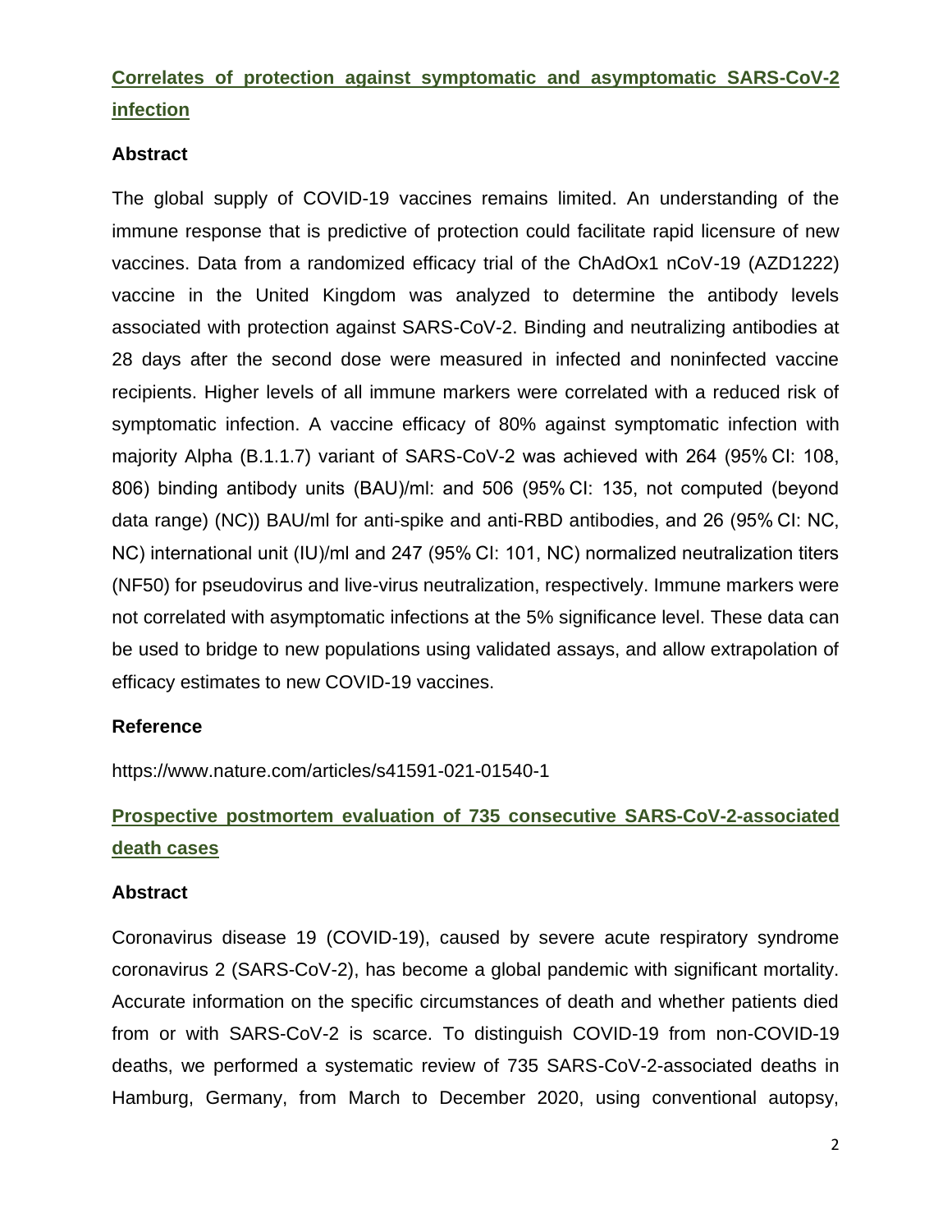## [Correlates of protection against symptomatic and asymptomatic SARS-CoV-2 infection](https://www.nature.com/articles/s41591-021-01540-1)

### Abstract

The global supply of COVID-19 vaccines remains limited. An understanding of the immune response that is predictive of protection could facilitate rapid licensure of new vaccines. Data from a randomized efficacy trial of the ChAdOx1 nCoV-19 (AZD1222) vaccine in the United Kingdom was analyzed to determine the antibody levels associated with protection against SARS-CoV-2. Binding and neutralizing antibodies at 28 days after the second dose were measured in infected and noninfected vaccine recipients. Higher levels of all immune markers were correlated with a reduced risk of symptomatic infection. A vaccine efficacy of 80% against symptomatic infection with majority Alpha (B.1.1.7) variant of SARS-CoV-2 was achieved with 264 (95% CI: 108, 806) binding antibody units (BAU)/ml: and 506 (95% CI: 135, not computed (beyond data range) (NC)) BAU/ml for anti-spike and anti-RBD antibodies, and 26 (95% CI: NC, NC) international unit (IU)/ml and 247 (95% CI: 101, NC) normalized neutralization titers (NF50) for pseudovirus and live-virus neutralization, respectively. Immune markers were not correlated with asymptomatic infections at the 5% significance level. These data can be used to bridge to new populations using validated assays, and allow extrapolation of efficacy estimates to new COVID-19 vaccines.

### Reference

https://www.nature.com/articles/s41591-021-01540-1

## Prospective postmortem evaluation of 735 consecutive SARS-CoV-2-associated death cases

### Abstract

Coronavirus disease 19 (COVID-19), caused by severe acute respiratory syndrome coronavirus 2 (SARS-CoV-2), has become a global pandemic with significant mortality. Accurate information on the specific circumstances of death and whether patients died from or with SARS-CoV-2 is scarce. To distinguish COVID-19 from non-COVID-19 deaths, we performed a systematic review of 735 SARS-CoV-2-associated deaths in Hamburg, Germany, from March to December 2020, using conventional autopsy,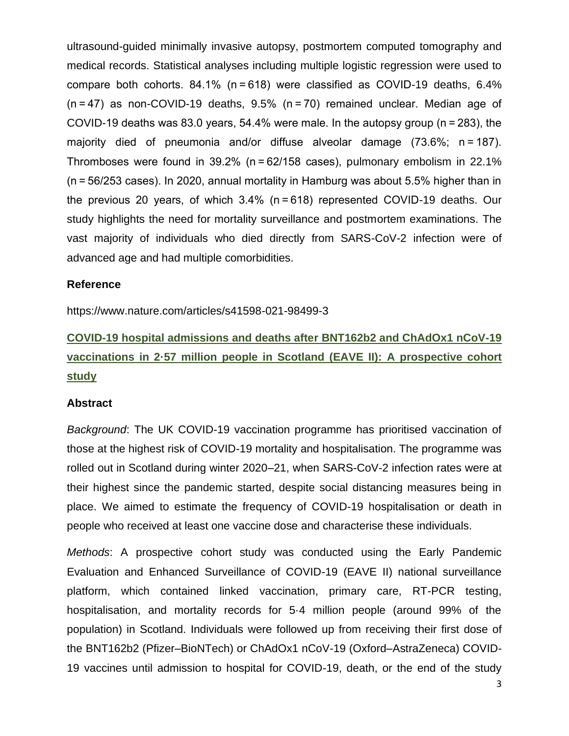ultrasound-guided minimally invasive autopsy, postmortem computed tomography and medical records. Statistical analyses including multiple logistic regression were used to compare both cohorts. 84.1% (n = 618) were classified as COVID-19 deaths, 6.4% (n = 47) as non-COVID-19 deaths, 9.5% (n = 70) remained unclear. Median age of COVID-19 deaths was 83.0 years, 54.4% were male. In the autopsy group (n = 283), the majority died of pneumonia and/or diffuse alveolar damage (73.6%; n = 187). Thromboses were found in 39.2% (n = 62/158 cases), pulmonary embolism in 22.1% (n = 56/253 cases). In 2020, annual mortality in Hamburg was about 5.5% higher than in the previous 20 years, of which 3.4% (n = 618) represented COVID-19 deaths. Our study highlights the need for mortality surveillance and postmortem examinations. The vast majority of individuals who died directly from SARS-CoV-2 infection were of advanced age and had multiple comorbidities.

### Reference

https://www.nature.com/articles/s41598-021-98499-3

## COVID-19 hospital admissions and deaths after BNT162b2 and ChAdOx1 nCoV-19 vaccinations in 2·57 million people in Scotland (EAVE II): A prospective cohort study

### Abstract

*Background*: The UK COVID-19 vaccination programme has prioritised vaccination of those at the highest risk of COVID-19 mortality and hospitalisation. The programme was rolled out in Scotland during winter 2020–21, when SARS-CoV-2 infection rates were at their highest since the pandemic started, despite social distancing measures being in place. We aimed to estimate the frequency of COVID-19 hospitalisation or death in people who received at least one vaccine dose and characterise these individuals.

*Methods*: A prospective cohort study was conducted using the Early Pandemic Evaluation and Enhanced Surveillance of COVID-19 (EAVE II) national surveillance platform, which contained linked vaccination, primary care, RT-PCR testing, hospitalisation, and mortality records for 5·4 million people (around 99% of the population) in Scotland. Individuals were followed up from receiving their first dose of the BNT162b2 (Pfizer–BioNTech) or ChAdOx1 nCoV-19 (Oxford–AstraZeneca) COVID-19 vaccines until admission to hospital for COVID-19, death, or the end of the study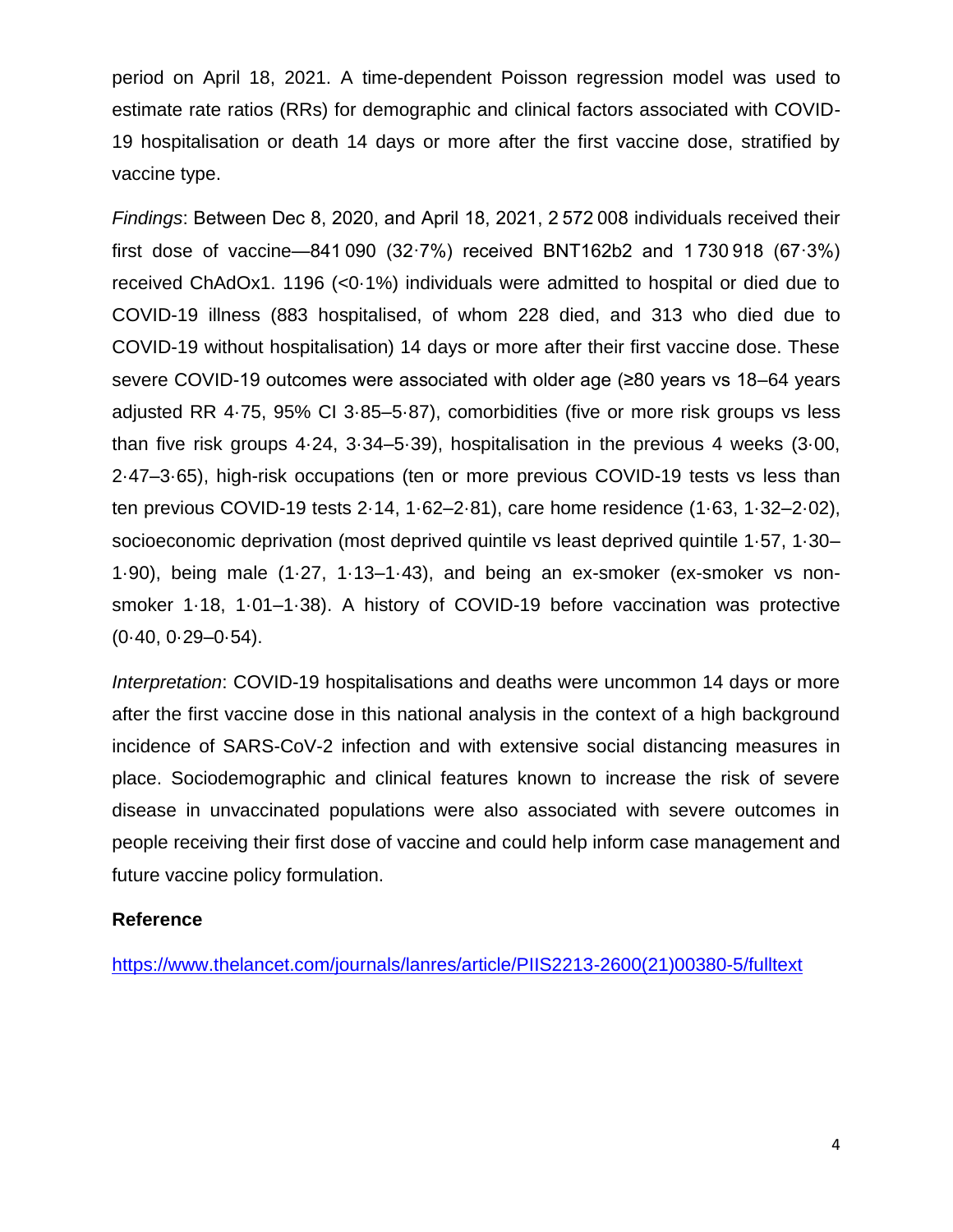period on April 18, 2021. A time-dependent Poisson regression model was used to estimate rate ratios (RRs) for demographic and clinical factors associated with COVID-19 hospitalisation or death 14 days or more after the first vaccine dose, stratified by vaccine type.

*Findings*: Between Dec 8, 2020, and April 18, 2021, 2 572 008 individuals received their first dose of vaccine—841 090 (32·7%) received BNT162b2 and 1 730 918 (67·3%) received ChAdOx1. 1196 (<0·1%) individuals were admitted to hospital or died due to COVID-19 illness (883 hospitalised, of whom 228 died, and 313 who died due to COVID-19 without hospitalisation) 14 days or more after their first vaccine dose. These severe COVID-19 outcomes were associated with older age (≥80 years vs 18–64 years adjusted RR 4·75, 95% CI 3·85–5·87), comorbidities (five or more risk groups vs less than five risk groups 4·24, 3·34–5·39), hospitalisation in the previous 4 weeks (3·00, 2·47–3·65), high-risk occupations (ten or more previous COVID-19 tests vs less than ten previous COVID-19 tests 2·14, 1·62–2·81), care home residence (1·63, 1·32–2·02), socioeconomic deprivation (most deprived quintile vs least deprived quintile 1·57, 1·30–1·90), being male (1·27, 1·13–1·43), and being an ex-smoker (ex-smoker vs non-smoker 1·18, 1·01–1·38). A history of COVID-19 before vaccination was protective (0·40, 0·29–0·54).

*Interpretation*: COVID-19 hospitalisations and deaths were uncommon 14 days or more after the first vaccine dose in this national analysis in the context of a high background incidence of SARS-CoV-2 infection and with extensive social distancing measures in place. Sociodemographic and clinical features known to increase the risk of severe disease in unvaccinated populations were also associated with severe outcomes in people receiving their first dose of vaccine and could help inform case management and future vaccine policy formulation.

**Reference**

https://www.thelancet.com/journals/lanres/article/PIIS2213-2600(21)00380-5/fulltext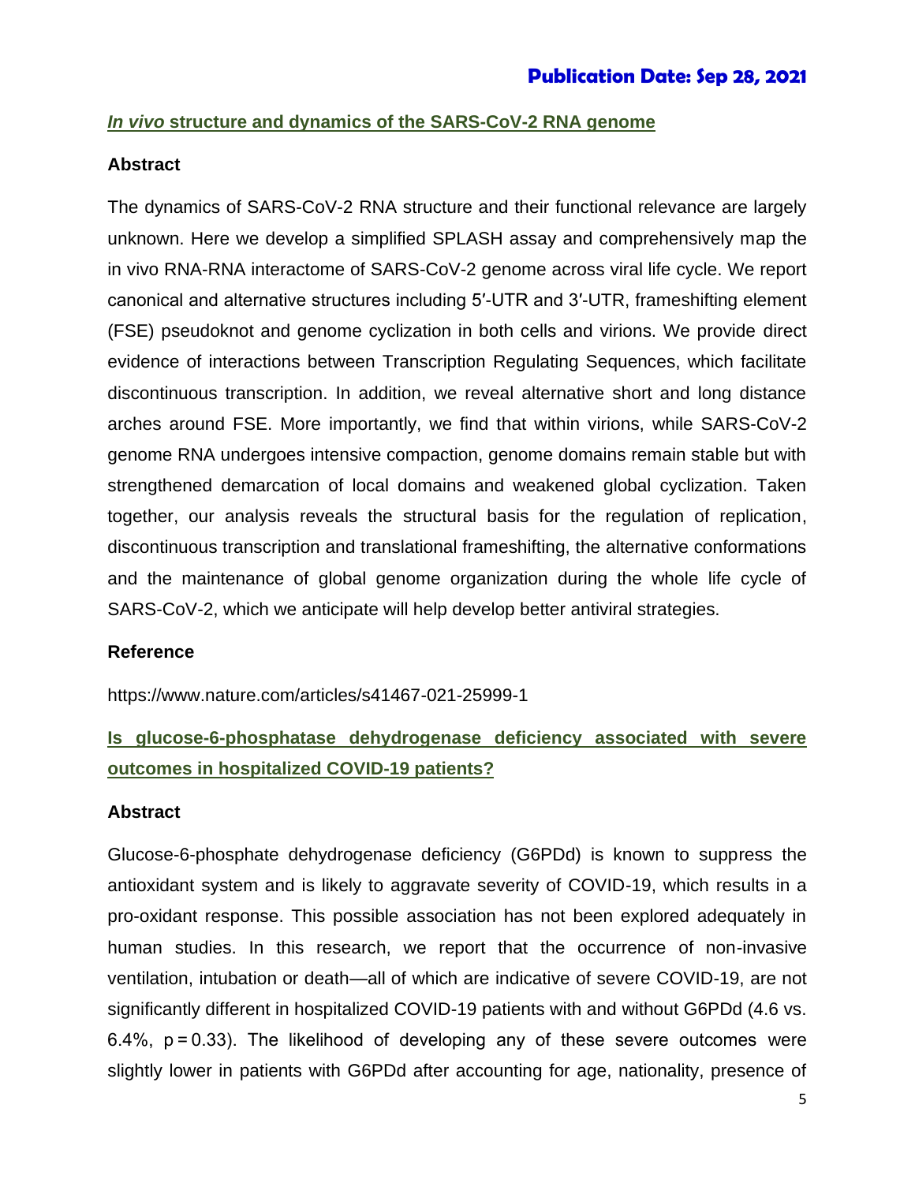## *In vivo* structure and dynamics of the SARS-CoV-2 RNA genome

### Abstract

The dynamics of SARS-CoV-2 RNA structure and their functional relevance are largely unknown. Here we develop a simplified SPLASH assay and comprehensively map the in vivo RNA-RNA interactome of SARS-CoV-2 genome across viral life cycle. We report canonical and alternative structures including 5′-UTR and 3′-UTR, frameshifting element (FSE) pseudoknot and genome cyclization in both cells and virions. We provide direct evidence of interactions between Transcription Regulating Sequences, which facilitate discontinuous transcription. In addition, we reveal alternative short and long distance arches around FSE. More importantly, we find that within virions, while SARS-CoV-2 genome RNA undergoes intensive compaction, genome domains remain stable but with strengthened demarcation of local domains and weakened global cyclization. Taken together, our analysis reveals the structural basis for the regulation of replication, discontinuous transcription and translational frameshifting, the alternative conformations and the maintenance of global genome organization during the whole life cycle of SARS-CoV-2, which we anticipate will help develop better antiviral strategies.

### Reference

https://www.nature.com/articles/s41467-021-25999-1

## Is glucose-6-phosphatase dehydrogenase deficiency associated with severe outcomes in hospitalized COVID-19 patients?

### Abstract

Glucose-6-phosphate dehydrogenase deficiency (G6PDd) is known to suppress the antioxidant system and is likely to aggravate severity of COVID-19, which results in a pro-oxidant response. This possible association has not been explored adequately in human studies. In this research, we report that the occurrence of non-invasive ventilation, intubation or death—all of which are indicative of severe COVID-19, are not significantly different in hospitalized COVID-19 patients with and without G6PDd (4.6 vs. 6.4%, $p = 0.33$). The likelihood of developing any of these severe outcomes were slightly lower in patients with G6PDd after accounting for age, nationality, presence of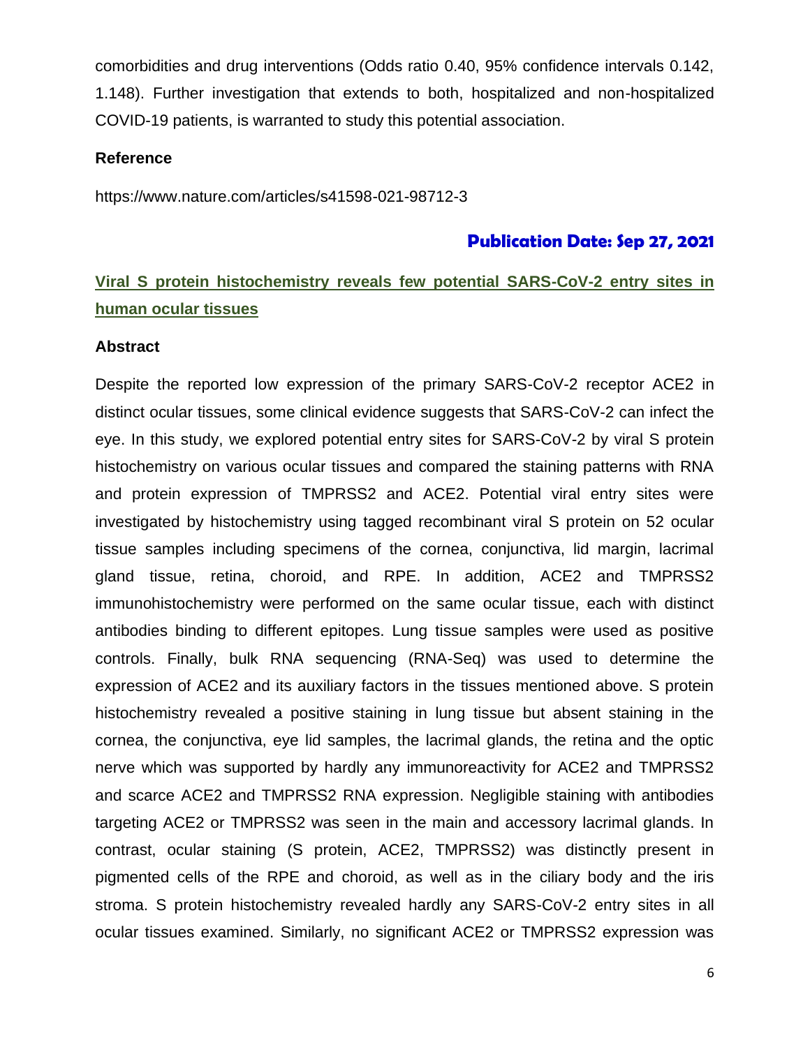comorbidities and drug interventions (Odds ratio 0.40, 95% confidence intervals 0.142, 1.148). Further investigation that extends to both, hospitalized and non-hospitalized COVID-19 patients, is warranted to study this potential association.

**Reference**

https://www.nature.com/articles/s41598-021-98712-3

**Publication Date: Sep 27, 2021**

## Viral S protein histochemistry reveals few potential SARS-CoV-2 entry sites in human ocular tissues

**Abstract**

Despite the reported low expression of the primary SARS-CoV-2 receptor ACE2 in distinct ocular tissues, some clinical evidence suggests that SARS-CoV-2 can infect the eye. In this study, we explored potential entry sites for SARS-CoV-2 by viral S protein histochemistry on various ocular tissues and compared the staining patterns with RNA and protein expression of TMPRSS2 and ACE2. Potential viral entry sites were investigated by histochemistry using tagged recombinant viral S protein on 52 ocular tissue samples including specimens of the cornea, conjunctiva, lid margin, lacrimal gland tissue, retina, choroid, and RPE. In addition, ACE2 and TMPRSS2 immunohistochemistry were performed on the same ocular tissue, each with distinct antibodies binding to different epitopes. Lung tissue samples were used as positive controls. Finally, bulk RNA sequencing (RNA-Seq) was used to determine the expression of ACE2 and its auxiliary factors in the tissues mentioned above. S protein histochemistry revealed a positive staining in lung tissue but absent staining in the cornea, the conjunctiva, eye lid samples, the lacrimal glands, the retina and the optic nerve which was supported by hardly any immunoreactivity for ACE2 and TMPRSS2 and scarce ACE2 and TMPRSS2 RNA expression. Negligible staining with antibodies targeting ACE2 or TMPRSS2 was seen in the main and accessory lacrimal glands. In contrast, ocular staining (S protein, ACE2, TMPRSS2) was distinctly present in pigmented cells of the RPE and choroid, as well as in the ciliary body and the iris stroma. S protein histochemistry revealed hardly any SARS-CoV-2 entry sites in all ocular tissues examined. Similarly, no significant ACE2 or TMPRSS2 expression was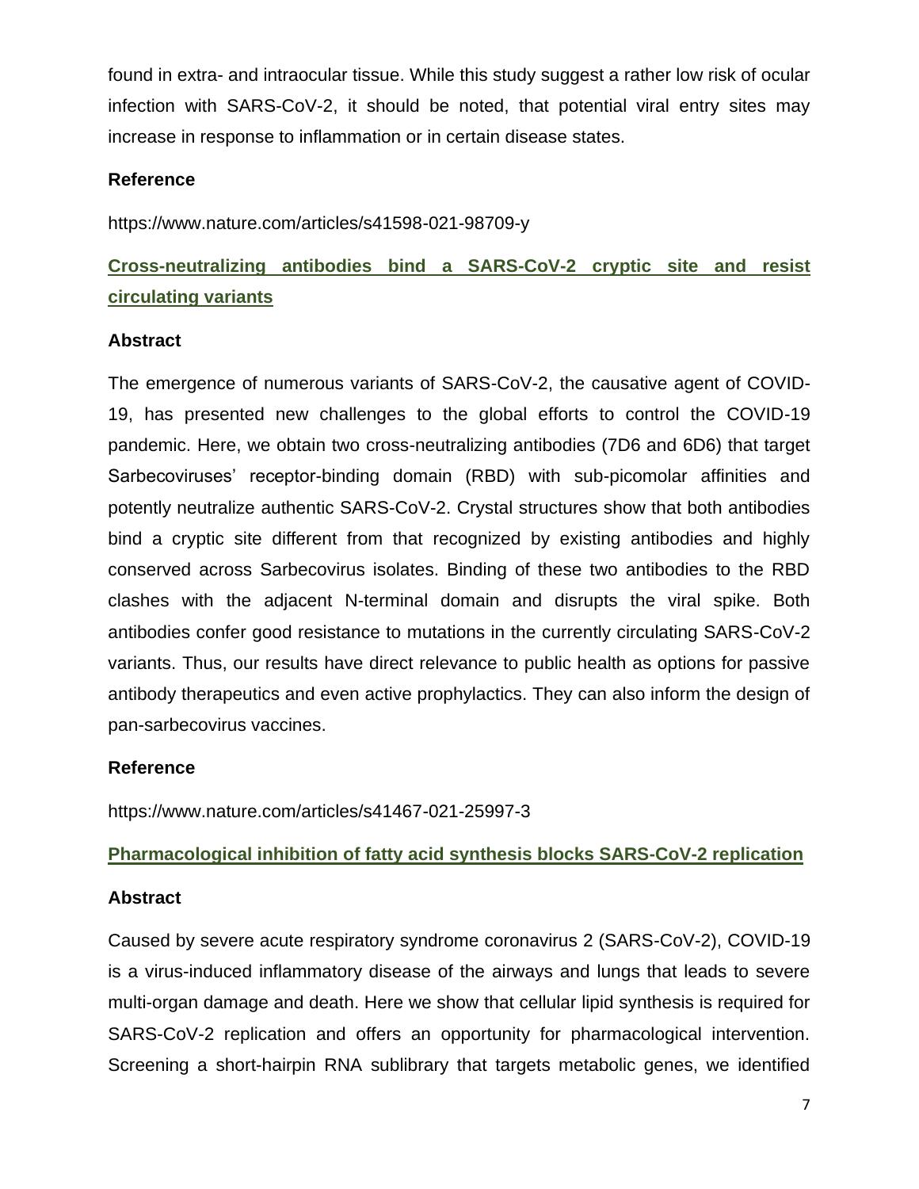found in extra- and intraocular tissue. While this study suggest a rather low risk of ocular infection with SARS-CoV-2, it should be noted, that potential viral entry sites may increase in response to inflammation or in certain disease states.

### Reference

https://www.nature.com/articles/s41598-021-98709-y

## Cross-neutralizing antibodies bind a SARS-CoV-2 cryptic site and resist circulating variants

### Abstract

The emergence of numerous variants of SARS-CoV-2, the causative agent of COVID-19, has presented new challenges to the global efforts to control the COVID-19 pandemic. Here, we obtain two cross-neutralizing antibodies (7D6 and 6D6) that target Sarbecoviruses' receptor-binding domain (RBD) with sub-picomolar affinities and potently neutralize authentic SARS-CoV-2. Crystal structures show that both antibodies bind a cryptic site different from that recognized by existing antibodies and highly conserved across Sarbecovirus isolates. Binding of these two antibodies to the RBD clashes with the adjacent N-terminal domain and disrupts the viral spike. Both antibodies confer good resistance to mutations in the currently circulating SARS-CoV-2 variants. Thus, our results have direct relevance to public health as options for passive antibody therapeutics and even active prophylactics. They can also inform the design of pan-sarbecovirus vaccines.

### Reference

https://www.nature.com/articles/s41467-021-25997-3

## Pharmacological inhibition of fatty acid synthesis blocks SARS-CoV-2 replication

### Abstract

Caused by severe acute respiratory syndrome coronavirus 2 (SARS-CoV-2), COVID-19 is a virus-induced inflammatory disease of the airways and lungs that leads to severe multi-organ damage and death. Here we show that cellular lipid synthesis is required for SARS-CoV-2 replication and offers an opportunity for pharmacological intervention. Screening a short-hairpin RNA sublibrary that targets metabolic genes, we identified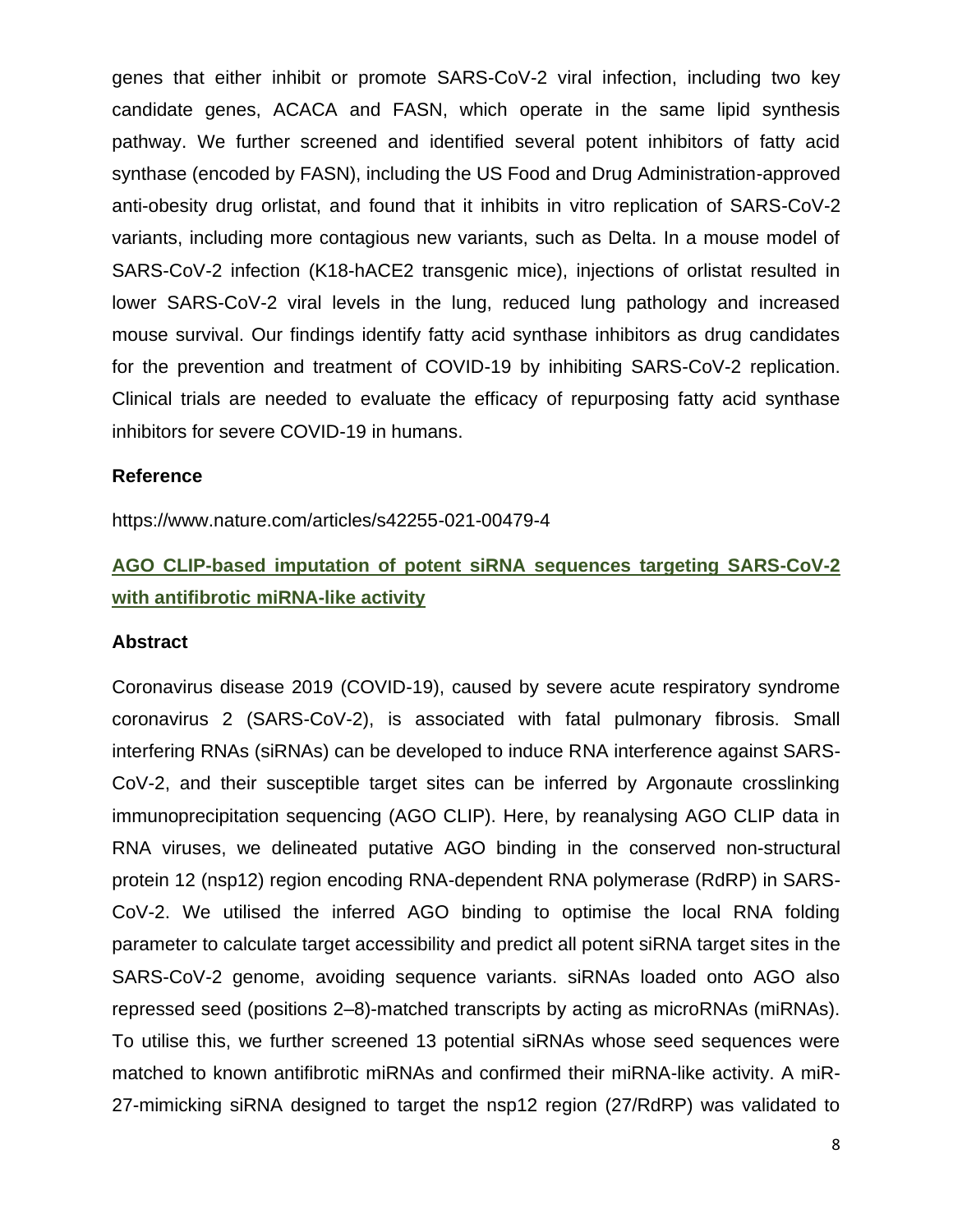genes that either inhibit or promote SARS-CoV-2 viral infection, including two key candidate genes, ACACA and FASN, which operate in the same lipid synthesis pathway. We further screened and identified several potent inhibitors of fatty acid synthase (encoded by FASN), including the US Food and Drug Administration-approved anti-obesity drug orlistat, and found that it inhibits in vitro replication of SARS-CoV-2 variants, including more contagious new variants, such as Delta. In a mouse model of SARS-CoV-2 infection (K18-hACE2 transgenic mice), injections of orlistat resulted in lower SARS-CoV-2 viral levels in the lung, reduced lung pathology and increased mouse survival. Our findings identify fatty acid synthase inhibitors as drug candidates for the prevention and treatment of COVID-19 by inhibiting SARS-CoV-2 replication. Clinical trials are needed to evaluate the efficacy of repurposing fatty acid synthase inhibitors for severe COVID-19 in humans.

### Reference

https://www.nature.com/articles/s42255-021-00479-4

## AGO CLIP-based imputation of potent siRNA sequences targeting SARS-CoV-2 with antifibrotic miRNA-like activity

### Abstract

Coronavirus disease 2019 (COVID-19), caused by severe acute respiratory syndrome coronavirus 2 (SARS-CoV-2), is associated with fatal pulmonary fibrosis. Small interfering RNAs (siRNAs) can be developed to induce RNA interference against SARS-CoV-2, and their susceptible target sites can be inferred by Argonaute crosslinking immunoprecipitation sequencing (AGO CLIP). Here, by reanalysing AGO CLIP data in RNA viruses, we delineated putative AGO binding in the conserved non-structural protein 12 (nsp12) region encoding RNA-dependent RNA polymerase (RdRP) in SARS-CoV-2. We utilised the inferred AGO binding to optimise the local RNA folding parameter to calculate target accessibility and predict all potent siRNA target sites in the SARS-CoV-2 genome, avoiding sequence variants. siRNAs loaded onto AGO also repressed seed (positions 2–8)-matched transcripts by acting as microRNAs (miRNAs). To utilise this, we further screened 13 potential siRNAs whose seed sequences were matched to known antifibrotic miRNAs and confirmed their miRNA-like activity. A miR-27-mimicking siRNA designed to target the nsp12 region (27/RdRP) was validated to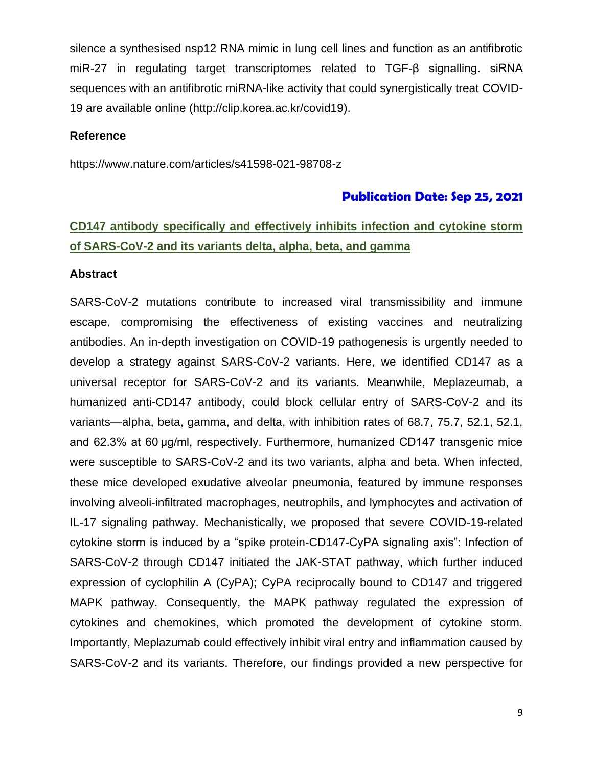silence a synthesised nsp12 RNA mimic in lung cell lines and function as an antifibrotic miR-27 in regulating target transcriptomes related to TGF-β signalling. siRNA sequences with an antifibrotic miRNA-like activity that could synergistically treat COVID-19 are available online (http://clip.korea.ac.kr/covid19).

**Reference**

https://www.nature.com/articles/s41598-021-98708-z

**Publication Date: Sep 25, 2021**

## CD147 antibody specifically and effectively inhibits infection and cytokine storm of SARS-CoV-2 and its variants delta, alpha, beta, and gamma

**Abstract**

SARS-CoV-2 mutations contribute to increased viral transmissibility and immune escape, compromising the effectiveness of existing vaccines and neutralizing antibodies. An in-depth investigation on COVID-19 pathogenesis is urgently needed to develop a strategy against SARS-CoV-2 variants. Here, we identified CD147 as a universal receptor for SARS-CoV-2 and its variants. Meanwhile, Meplazeumab, a humanized anti-CD147 antibody, could block cellular entry of SARS-CoV-2 and its variants—alpha, beta, gamma, and delta, with inhibition rates of 68.7, 75.7, 52.1, 52.1, and 62.3% at 60 μg/ml, respectively. Furthermore, humanized CD147 transgenic mice were susceptible to SARS-CoV-2 and its two variants, alpha and beta. When infected, these mice developed exudative alveolar pneumonia, featured by immune responses involving alveoli-infiltrated macrophages, neutrophils, and lymphocytes and activation of IL-17 signaling pathway. Mechanistically, we proposed that severe COVID-19-related cytokine storm is induced by a "spike protein-CD147-CyPA signaling axis": Infection of SARS-CoV-2 through CD147 initiated the JAK-STAT pathway, which further induced expression of cyclophilin A (CyPA); CyPA reciprocally bound to CD147 and triggered MAPK pathway. Consequently, the MAPK pathway regulated the expression of cytokines and chemokines, which promoted the development of cytokine storm. Importantly, Meplazumab could effectively inhibit viral entry and inflammation caused by SARS-CoV-2 and its variants. Therefore, our findings provided a new perspective for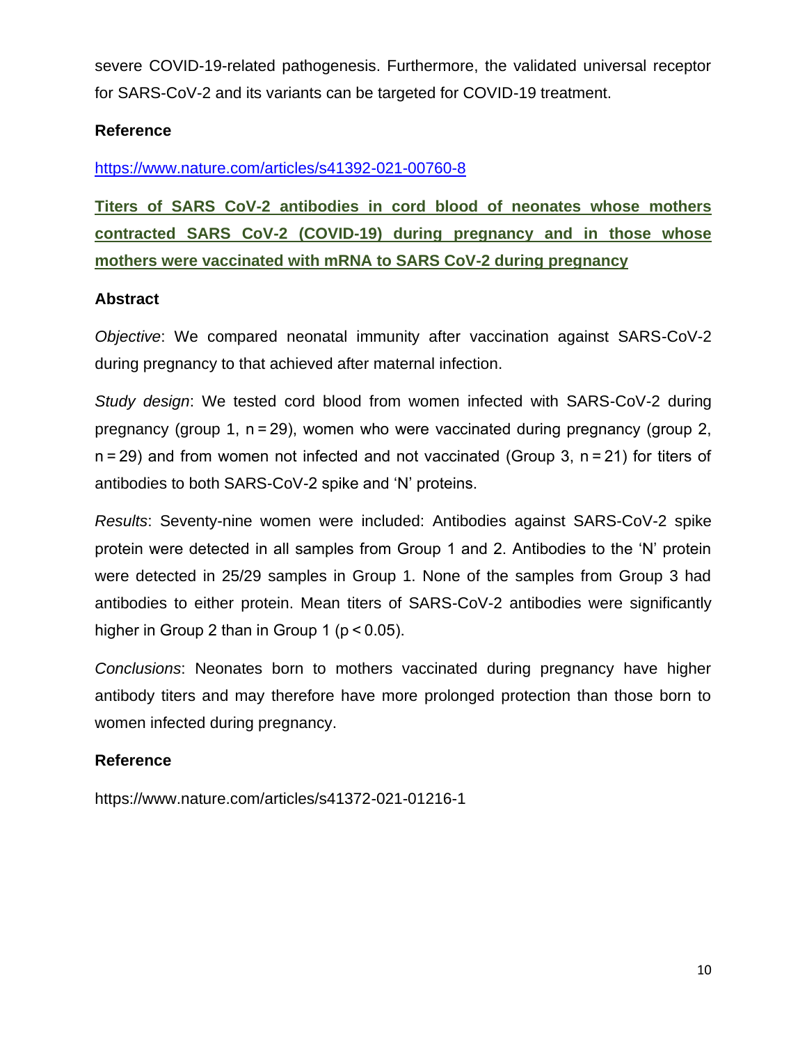severe COVID-19-related pathogenesis. Furthermore, the validated universal receptor for SARS-CoV-2 and its variants can be targeted for COVID-19 treatment.

**Reference**

https://www.nature.com/articles/s41392-021-00760-8

## Titers of SARS CoV-2 antibodies in cord blood of neonates whose mothers contracted SARS CoV-2 (COVID-19) during pregnancy and in those whose mothers were vaccinated with mRNA to SARS CoV-2 during pregnancy

**Abstract**

*Objective*: We compared neonatal immunity after vaccination against SARS-CoV-2 during pregnancy to that achieved after maternal infection.

*Study design*: We tested cord blood from women infected with SARS-CoV-2 during pregnancy (group 1, n = 29), women who were vaccinated during pregnancy (group 2, n = 29) and from women not infected and not vaccinated (Group 3, n = 21) for titers of antibodies to both SARS-CoV-2 spike and 'N' proteins.

*Results*: Seventy-nine women were included: Antibodies against SARS-CoV-2 spike protein were detected in all samples from Group 1 and 2. Antibodies to the 'N' protein were detected in 25/29 samples in Group 1. None of the samples from Group 3 had antibodies to either protein. Mean titers of SARS-CoV-2 antibodies were significantly higher in Group 2 than in Group 1 ($p < 0.05$).

*Conclusions*: Neonates born to mothers vaccinated during pregnancy have higher antibody titers and may therefore have more prolonged protection than those born to women infected during pregnancy.

**Reference**

https://www.nature.com/articles/s41372-021-01216-1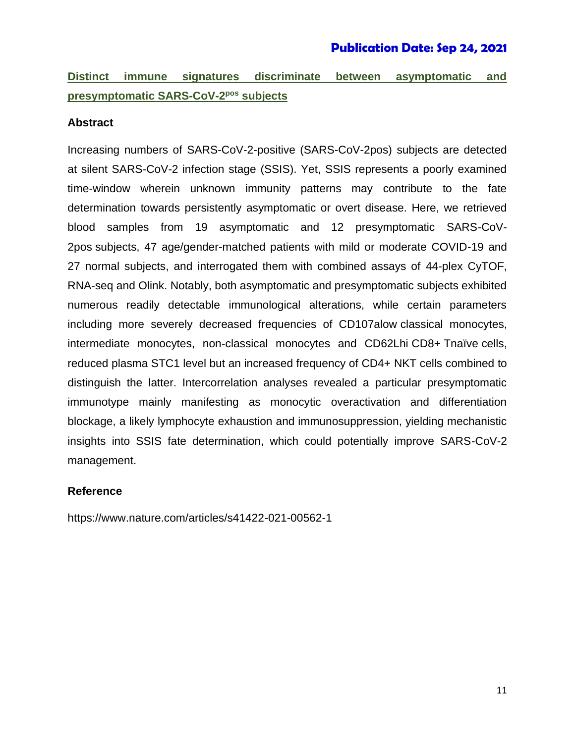**Publication Date: Sep 24, 2021**

## Distinct immune signatures discriminate between asymptomatic and presymptomatic SARS-CoV-2$^{pos}$ subjects

### Abstract

Increasing numbers of SARS-CoV-2-positive (SARS-CoV-2pos) subjects are detected at silent SARS-CoV-2 infection stage (SSIS). Yet, SSIS represents a poorly examined time-window wherein unknown immunity patterns may contribute to the fate determination towards persistently asymptomatic or overt disease. Here, we retrieved blood samples from 19 asymptomatic and 12 presymptomatic SARS-CoV-2pos subjects, 47 age/gender-matched patients with mild or moderate COVID-19 and 27 normal subjects, and interrogated them with combined assays of 44-plex CyTOF, RNA-seq and Olink. Notably, both asymptomatic and presymptomatic subjects exhibited numerous readily detectable immunological alterations, while certain parameters including more severely decreased frequencies of CD107alow classical monocytes, intermediate monocytes, non-classical monocytes and CD62Lhi CD8+ Tnaïve cells, reduced plasma STC1 level but an increased frequency of CD4+ NKT cells combined to distinguish the latter. Intercorrelation analyses revealed a particular presymptomatic immunotype mainly manifesting as monocytic overactivation and differentiation blockage, a likely lymphocyte exhaustion and immunosuppression, yielding mechanistic insights into SSIS fate determination, which could potentially improve SARS-CoV-2 management.

### Reference

https://www.nature.com/articles/s41422-021-00562-1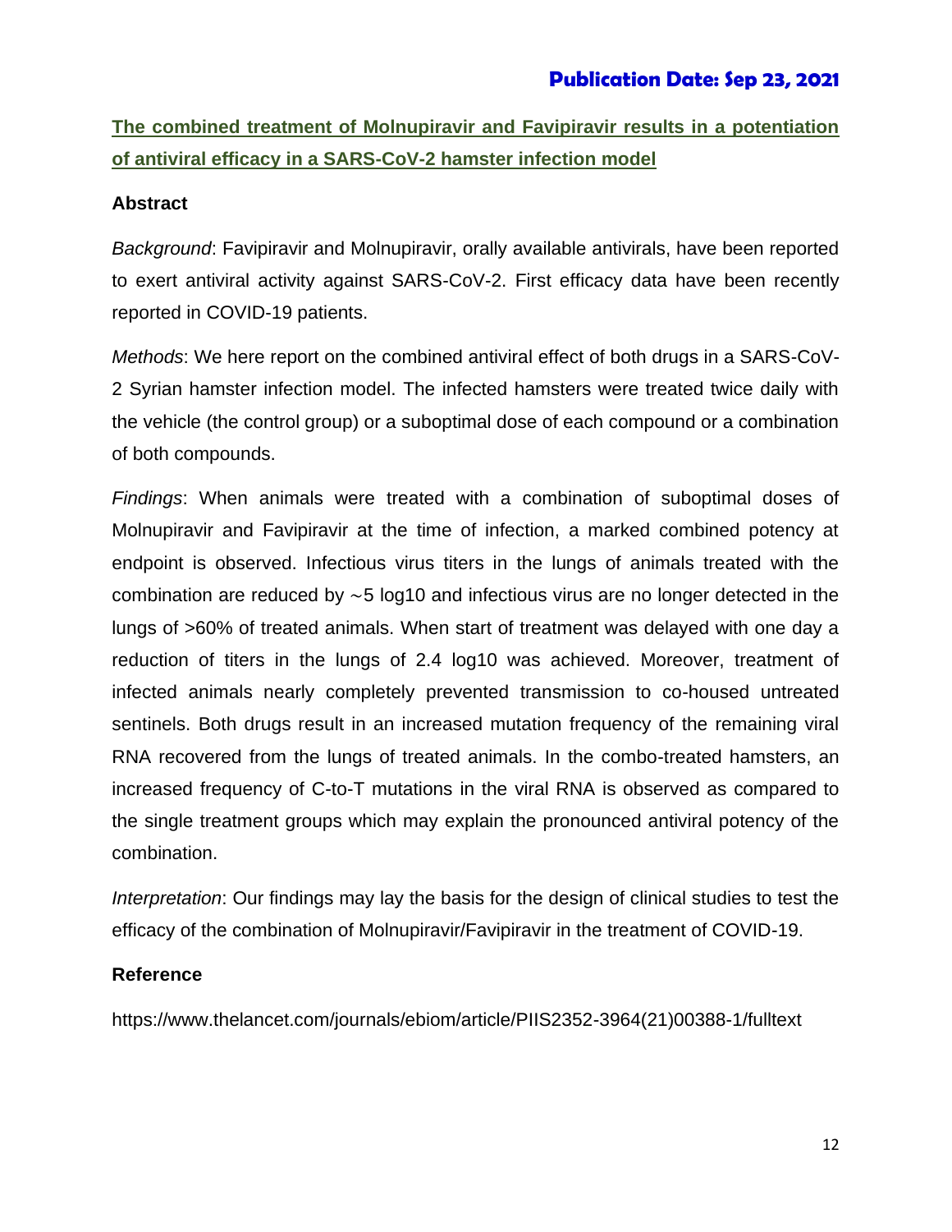**Publication Date: Sep 23, 2021**

## The combined treatment of Molnupiravir and Favipiravir results in a potentiation of antiviral efficacy in a SARS-CoV-2 hamster infection model

### Abstract

*Background*: Favipiravir and Molnupiravir, orally available antivirals, have been reported to exert antiviral activity against SARS-CoV-2. First efficacy data have been recently reported in COVID-19 patients.

*Methods*: We here report on the combined antiviral effect of both drugs in a SARS-CoV-2 Syrian hamster infection model. The infected hamsters were treated twice daily with the vehicle (the control group) or a suboptimal dose of each compound or a combination of both compounds.

*Findings*: When animals were treated with a combination of suboptimal doses of Molnupiravir and Favipiravir at the time of infection, a marked combined potency at endpoint is observed. Infectious virus titers in the lungs of animals treated with the combination are reduced by ∼5 log10 and infectious virus are no longer detected in the lungs of >60% of treated animals. When start of treatment was delayed with one day a reduction of titers in the lungs of 2.4 log10 was achieved. Moreover, treatment of infected animals nearly completely prevented transmission to co-housed untreated sentinels. Both drugs result in an increased mutation frequency of the remaining viral RNA recovered from the lungs of treated animals. In the combo-treated hamsters, an increased frequency of C-to-T mutations in the viral RNA is observed as compared to the single treatment groups which may explain the pronounced antiviral potency of the combination.

*Interpretation*: Our findings may lay the basis for the design of clinical studies to test the efficacy of the combination of Molnupiravir/Favipiravir in the treatment of COVID-19.

### Reference

https://www.thelancet.com/journals/ebiom/article/PIIS2352-3964(21)00388-1/fulltext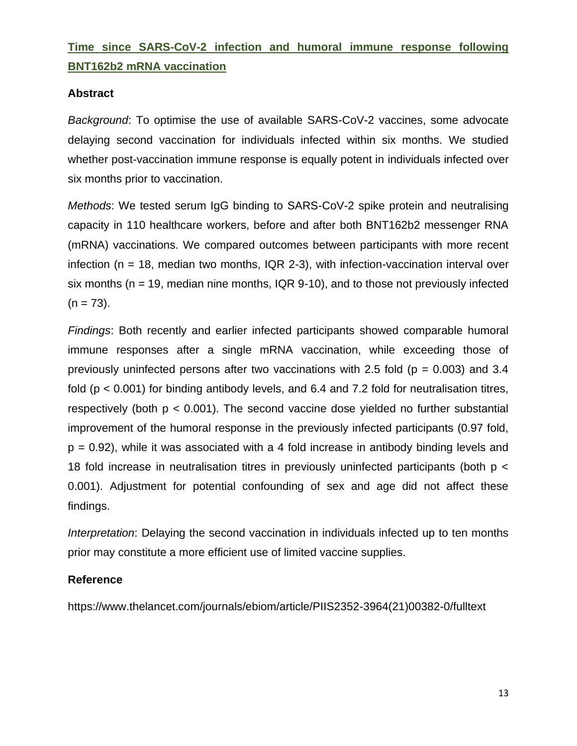## Time since SARS-CoV-2 infection and humoral immune response following BNT162b2 mRNA vaccination

### Abstract

*Background*: To optimise the use of available SARS-CoV-2 vaccines, some advocate delaying second vaccination for individuals infected within six months. We studied whether post-vaccination immune response is equally potent in individuals infected over six months prior to vaccination.

*Methods*: We tested serum IgG binding to SARS-CoV-2 spike protein and neutralising capacity in 110 healthcare workers, before and after both BNT162b2 messenger RNA (mRNA) vaccinations. We compared outcomes between participants with more recent infection ($n = 18$, median two months, IQR 2-3), with infection-vaccination interval over six months ($n = 19$, median nine months, IQR 9-10), and to those not previously infected ($n = 73$).

*Findings*: Both recently and earlier infected participants showed comparable humoral immune responses after a single mRNA vaccination, while exceeding those of previously uninfected persons after two vaccinations with 2.5 fold ($p = 0.003$) and 3.4 fold ($p < 0.001$) for binding antibody levels, and 6.4 and 7.2 fold for neutralisation titres, respectively (both $p < 0.001$). The second vaccine dose yielded no further substantial improvement of the humoral response in the previously infected participants (0.97 fold, $p = 0.92$), while it was associated with a 4 fold increase in antibody binding levels and 18 fold increase in neutralisation titres in previously uninfected participants (both $p < 0.001$). Adjustment for potential confounding of sex and age did not affect these findings.

*Interpretation*: Delaying the second vaccination in individuals infected up to ten months prior may constitute a more efficient use of limited vaccine supplies.

### Reference

https://www.thelancet.com/journals/ebiom/article/PIIS2352-3964(21)00382-0/fulltext